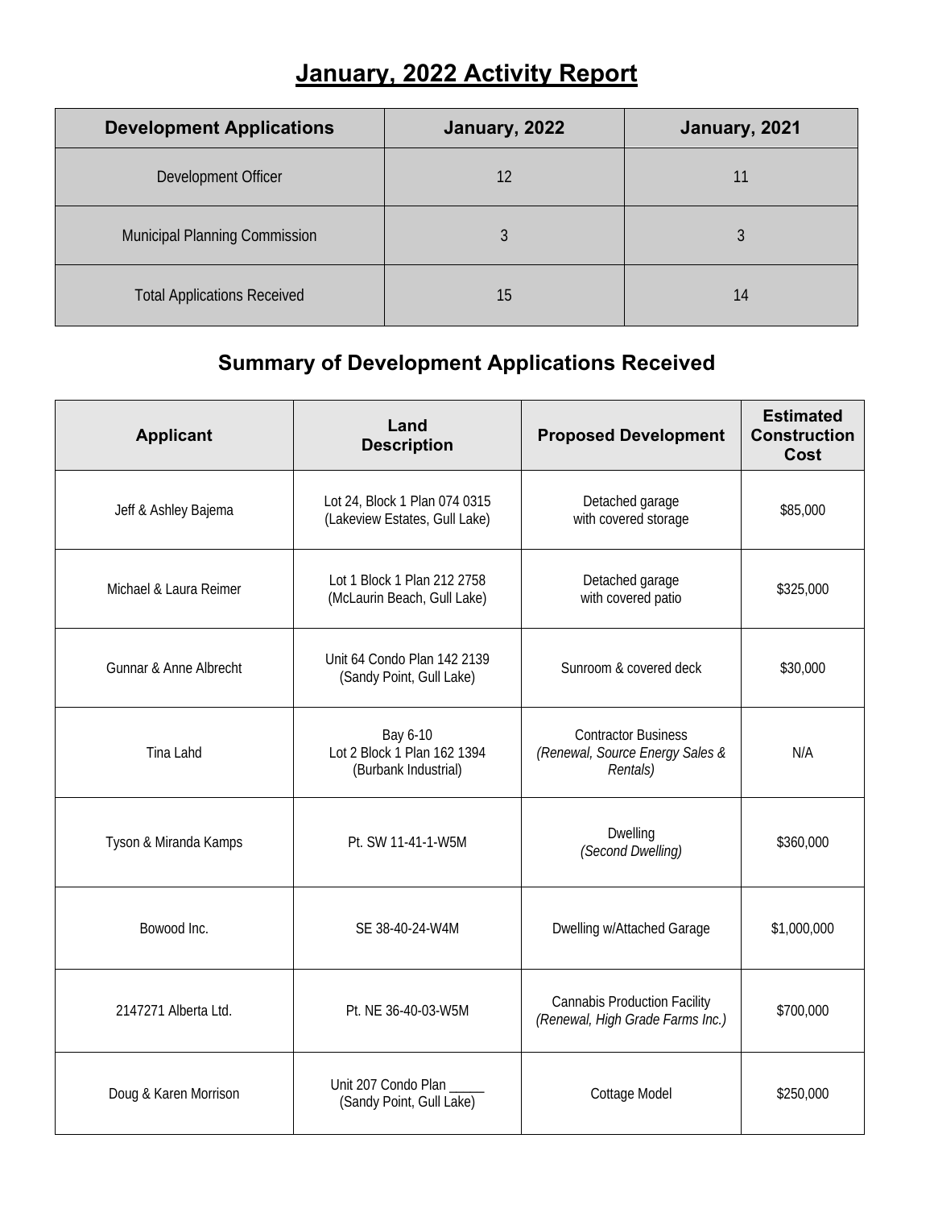# January, 2022 Activity Report

| Development Applications | January, 2022 | January, 2021 |
|---|---|---|
| Development Officer | 12 | 11 |
| Municipal Planning Commission | 3 | 3 |
| Total Applications Received | 15 | 14 |

## Summary of Development Applications Received

| Applicant | Land Description | Proposed Development | Estimated Construction Cost |
|---|---|---|---|
| Jeff & Ashley Bajema | Lot 24, Block 1 Plan 074 0315 (Lakeview Estates, Gull Lake) | Detached garage with covered storage | $85,000 |
| Michael & Laura Reimer | Lot 1 Block 1 Plan 212 2758 (McLaurin Beach, Gull Lake) | Detached garage with covered patio | $325,000 |
| Gunnar & Anne Albrecht | Unit 64 Condo Plan 142 2139 (Sandy Point, Gull Lake) | Sunroom & covered deck | $30,000 |
| Tina Lahd | Bay 6-10 Lot 2 Block 1 Plan 162 1394 (Burbank Industrial) | Contractor Business *(Renewal, Source Energy Sales & Rentals)* | N/A |
| Tyson & Miranda Kamps | Pt. SW 11-41-1-W5M | Dwelling *(Second Dwelling)* | $360,000 |
| Bowood Inc. | SE 38-40-24-W4M | Dwelling w/Attached Garage | $1,000,000 |
| 2147271 Alberta Ltd. | Pt. NE 36-40-03-W5M | Cannabis Production Facility *(Renewal, High Grade Farms Inc.)* | $700,000 |
| Doug & Karen Morrison | Unit 207 Condo Plan _____ (Sandy Point, Gull Lake) | Cottage Model | $250,000 |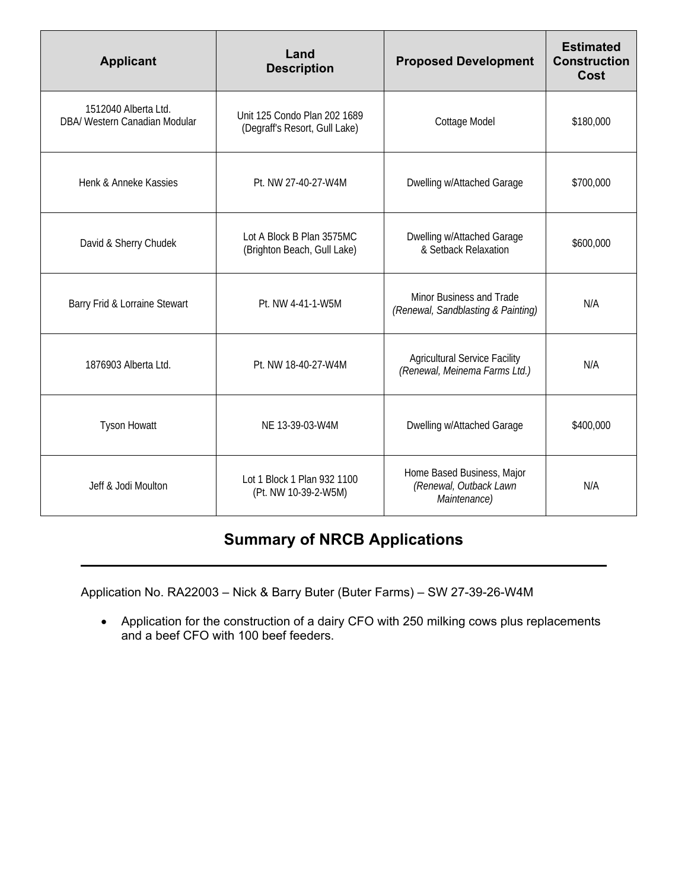| Applicant | Land Description | Proposed Development | Estimated Construction Cost |
|---|---|---|---|
| 1512040 Alberta Ltd. DBA/ Western Canadian Modular | Unit 125 Condo Plan 202 1689 (Degraff's Resort, Gull Lake) | Cottage Model | $180,000 |
| Henk & Anneke Kassies | Pt. NW 27-40-27-W4M | Dwelling w/Attached Garage | $700,000 |
| David & Sherry Chudek | Lot A Block B Plan 3575MC (Brighton Beach, Gull Lake) | Dwelling w/Attached Garage & Setback Relaxation | $600,000 |
| Barry Frid & Lorraine Stewart | Pt. NW 4-41-1-W5M | Minor Business and Trade *(Renewal, Sandblasting & Painting)* | N/A |
| 1876903 Alberta Ltd. | Pt. NW 18-40-27-W4M | Agricultural Service Facility *(Renewal, Meinema Farms Ltd.)* | N/A |
| Tyson Howatt | NE 13-39-03-W4M | Dwelling w/Attached Garage | $400,000 |
| Jeff & Jodi Moulton | Lot 1 Block 1 Plan 932 1100 (Pt. NW 10-39-2-W5M) | Home Based Business, Major *(Renewal, Outback Lawn Maintenance)* | N/A |

## Summary of NRCB Applications

Application No. RA22003 – Nick & Barry Buter (Buter Farms) – SW 27-39-26-W4M

- Application for the construction of a dairy CFO with 250 milking cows plus replacements and a beef CFO with 100 beef feeders.